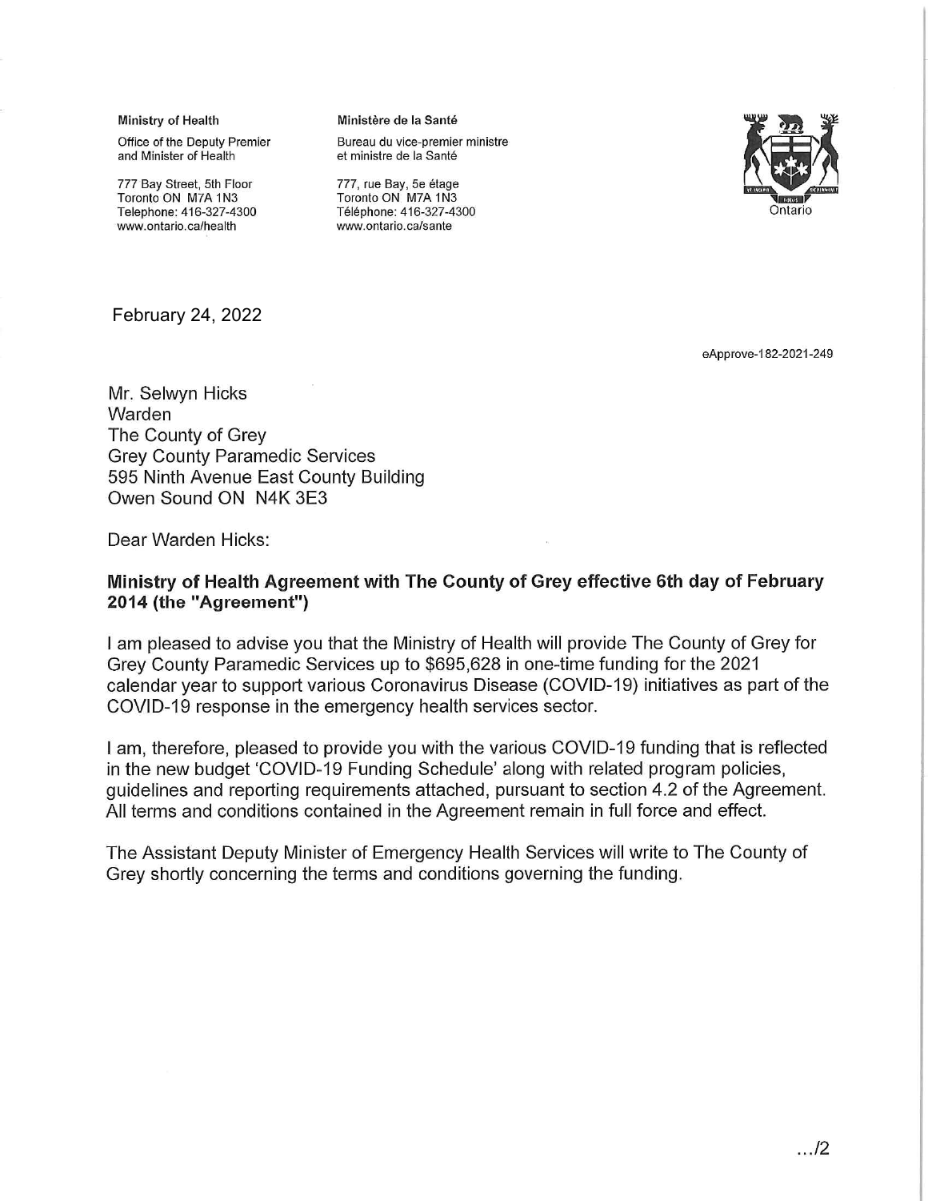**Ministry of Health**

Office of the Deputy Premier and Minister of Health

777 Bay Street, 5th Floor
Toronto ON M7A 1N3
Telephone: 416-327-4300
www.ontario.ca/health

**Ministère de la Santé**

Bureau du vice-premier ministre et ministre de la Santé

777, rue Bay, 5e étage
Toronto ON M7A 1N3
Téléphone: 416-327-4300
www.ontario.ca/sante

Ontario

February 24, 2022

eApprove-182-2021-249

Mr. Selwyn Hicks
Warden
The County of Grey
Grey County Paramedic Services
595 Ninth Avenue East County Building
Owen Sound ON N4K 3E3

Dear Warden Hicks:

**Ministry of Health Agreement with The County of Grey effective 6th day of February 2014 (the "Agreement")**

I am pleased to advise you that the Ministry of Health will provide The County of Grey for Grey County Paramedic Services up to $695,628 in one-time funding for the 2021 calendar year to support various Coronavirus Disease (COVID-19) initiatives as part of the COVID-19 response in the emergency health services sector.

I am, therefore, pleased to provide you with the various COVID-19 funding that is reflected in the new budget 'COVID-19 Funding Schedule' along with related program policies, guidelines and reporting requirements attached, pursuant to section 4.2 of the Agreement. All terms and conditions contained in the Agreement remain in full force and effect.

The Assistant Deputy Minister of Emergency Health Services will write to The County of Grey shortly concerning the terms and conditions governing the funding.

.../2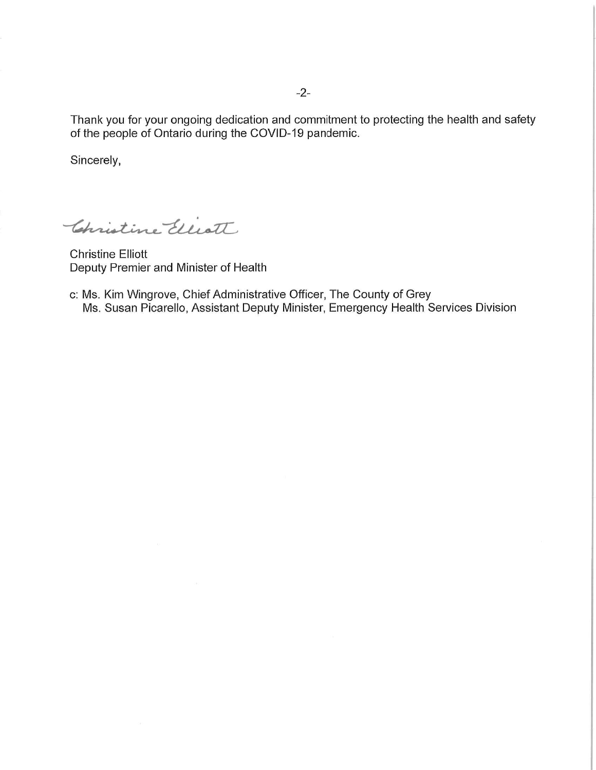Thank you for your ongoing dedication and commitment to protecting the health and safety of the people of Ontario during the COVID-19 pandemic.

Sincerely,

Christine Elliott

Christine Elliott  
Deputy Premier and Minister of Health

c: Ms. Kim Wingrove, Chief Administrative Officer, The County of Grey  
Ms. Susan Picarello, Assistant Deputy Minister, Emergency Health Services Division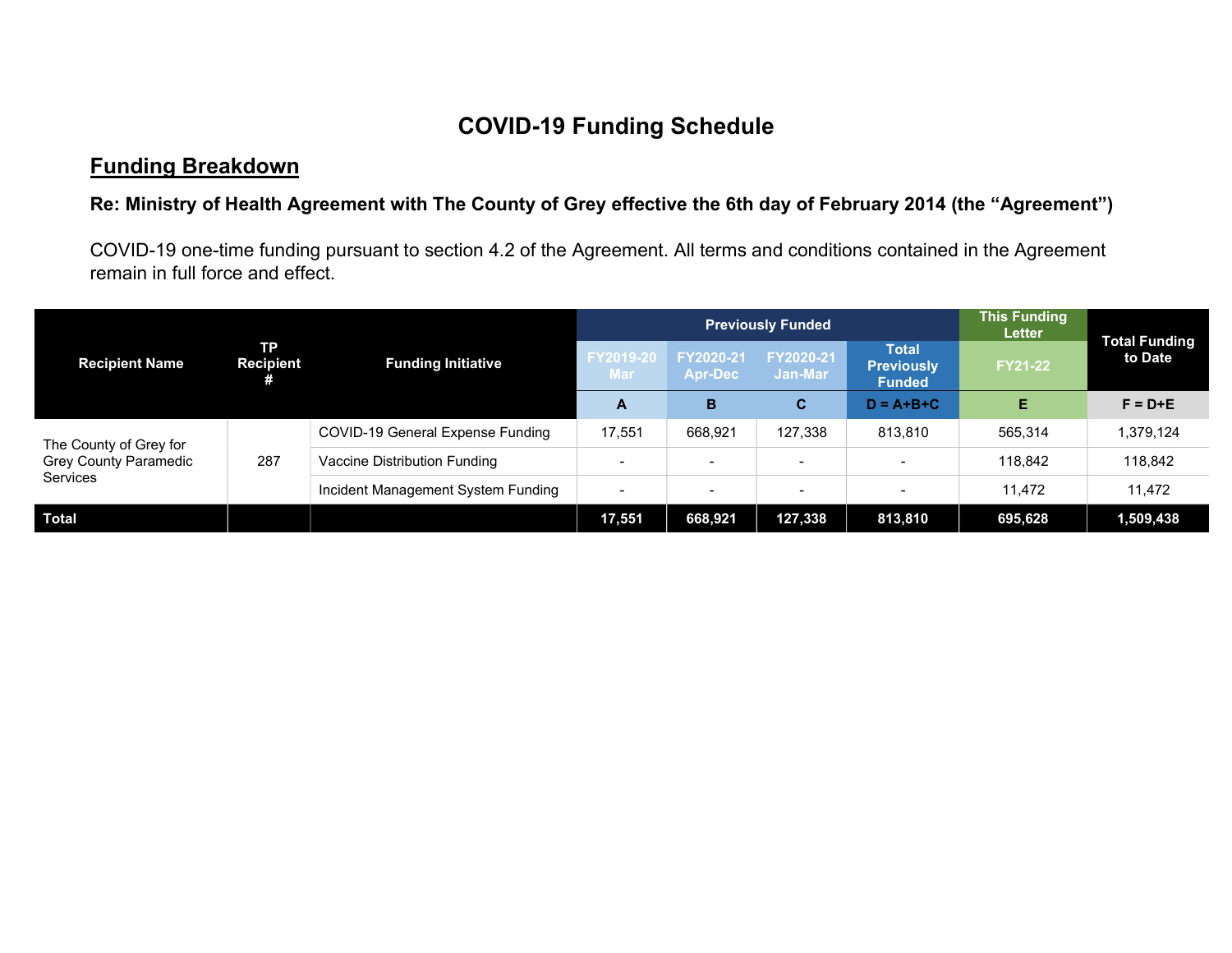# COVID-19 Funding Schedule

## Funding Breakdown

**Re: Ministry of Health Agreement with The County of Grey effective the 6th day of February 2014 (the "Agreement")**

COVID-19 one-time funding pursuant to section 4.2 of the Agreement. All terms and conditions contained in the Agreement remain in full force and effect.

| Recipient Name | TP Recipient # | Funding Initiative | Previously Funded | | | | This Funding Letter | Total Funding to Date |
|---|---|---|---|---|---|---|---|---|
| | | | FY2019-20 Mar | FY2020-21 Apr-Dec | FY2020-21 Jan-Mar | Total Previously Funded | FY21-22 | |
| | | | A | B | C | D = A+B+C | E | F = D+E |
| The County of Grey for Grey County Paramedic Services | 287 | COVID-19 General Expense Funding | 17,551 | 668,921 | 127,338 | 813,810 | 565,314 | 1,379,124 |
| | | Vaccine Distribution Funding | - | - | - | - | 118,842 | 118,842 |
| | | Incident Management System Funding | - | - | - | - | 11,472 | 11,472 |
| **Total** | | | **17,551** | **668,921** | **127,338** | **813,810** | **695,628** | **1,509,438** |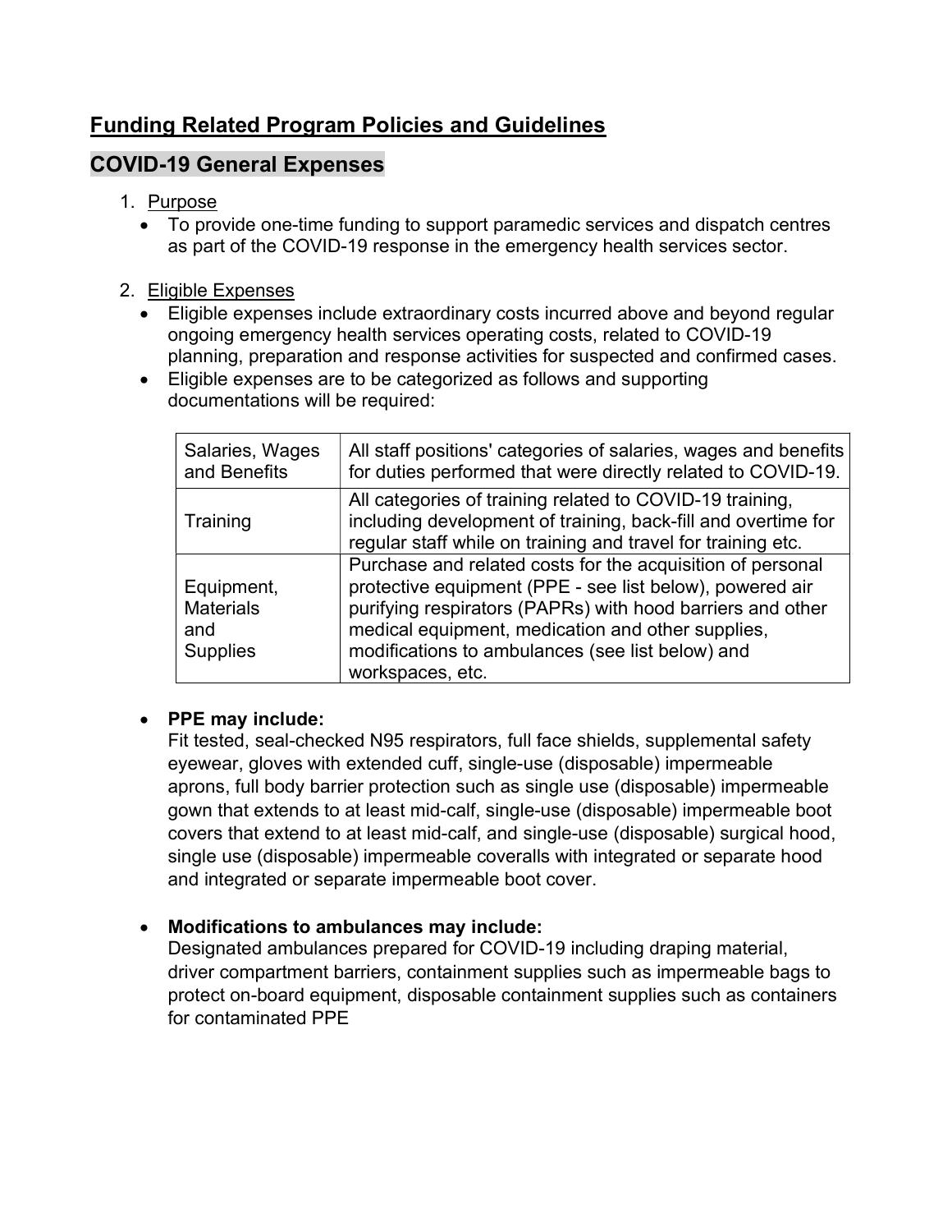## Funding Related Program Policies and Guidelines

## COVID-19 General Expenses

1. Purpose
   - To provide one-time funding to support paramedic services and dispatch centres as part of the COVID-19 response in the emergency health services sector.

2. Eligible Expenses
   - Eligible expenses include extraordinary costs incurred above and beyond regular ongoing emergency health services operating costs, related to COVID-19 planning, preparation and response activities for suspected and confirmed cases.
   - Eligible expenses are to be categorized as follows and supporting documentations will be required:

| | |
|---|---|
| Salaries, Wages and Benefits | All staff positions' categories of salaries, wages and benefits for duties performed that were directly related to COVID-19. |
| Training | All categories of training related to COVID-19 training, including development of training, back-fill and overtime for regular staff while on training and travel for training etc. |
| Equipment, Materials and Supplies | Purchase and related costs for the acquisition of personal protective equipment (PPE - see list below), powered air purifying respirators (PAPRs) with hood barriers and other medical equipment, medication and other supplies, modifications to ambulances (see list below) and workspaces, etc. |

- **PPE may include:**
  Fit tested, seal-checked N95 respirators, full face shields, supplemental safety eyewear, gloves with extended cuff, single-use (disposable) impermeable aprons, full body barrier protection such as single use (disposable) impermeable gown that extends to at least mid-calf, single-use (disposable) impermeable boot covers that extend to at least mid-calf, and single-use (disposable) surgical hood, single use (disposable) impermeable coveralls with integrated or separate hood and integrated or separate impermeable boot cover.

- **Modifications to ambulances may include:**
  Designated ambulances prepared for COVID-19 including draping material, driver compartment barriers, containment supplies such as impermeable bags to protect on-board equipment, disposable containment supplies such as containers for contaminated PPE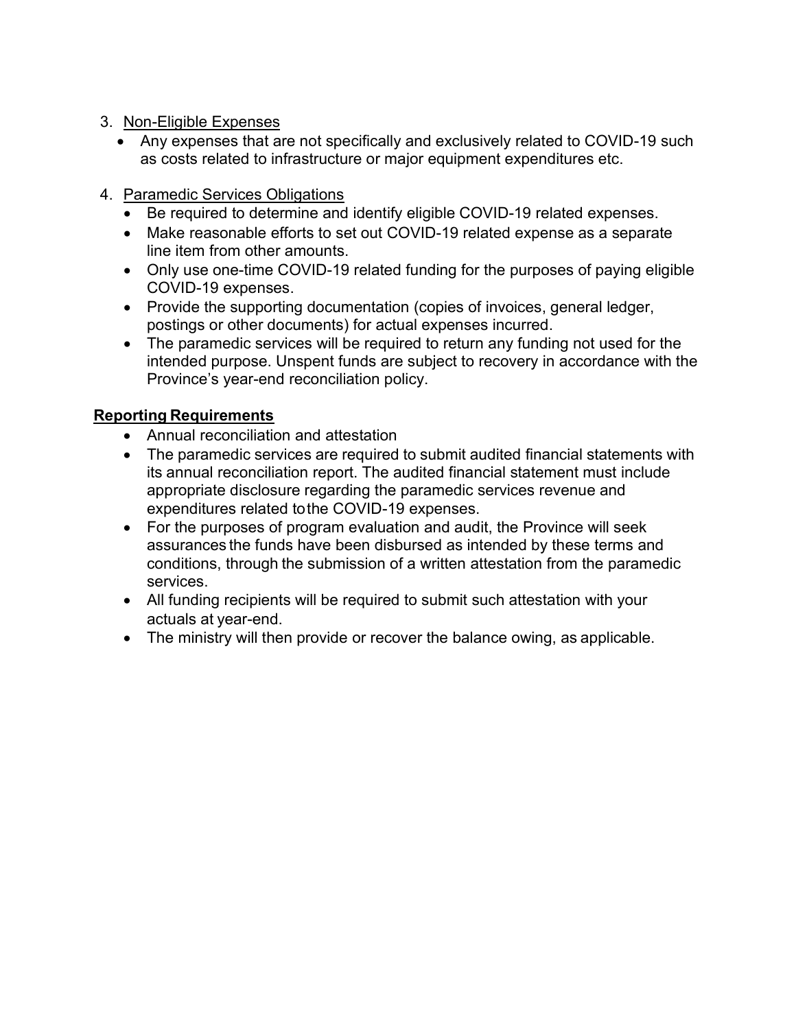3. <u>Non-Eligible Expenses</u>
   - Any expenses that are not specifically and exclusively related to COVID-19 such as costs related to infrastructure or major equipment expenditures etc.

4. <u>Paramedic Services Obligations</u>
   - Be required to determine and identify eligible COVID-19 related expenses.
   - Make reasonable efforts to set out COVID-19 related expense as a separate line item from other amounts.
   - Only use one-time COVID-19 related funding for the purposes of paying eligible COVID-19 expenses.
   - Provide the supporting documentation (copies of invoices, general ledger, postings or other documents) for actual expenses incurred.
   - The paramedic services will be required to return any funding not used for the intended purpose. Unspent funds are subject to recovery in accordance with the Province's year-end reconciliation policy.

**<u>Reporting Requirements</u>**

- Annual reconciliation and attestation
- The paramedic services are required to submit audited financial statements with its annual reconciliation report. The audited financial statement must include appropriate disclosure regarding the paramedic services revenue and expenditures related to the COVID-19 expenses.
- For the purposes of program evaluation and audit, the Province will seek assurances the funds have been disbursed as intended by these terms and conditions, through the submission of a written attestation from the paramedic services.
- All funding recipients will be required to submit such attestation with your actuals at year-end.
- The ministry will then provide or recover the balance owing, as applicable.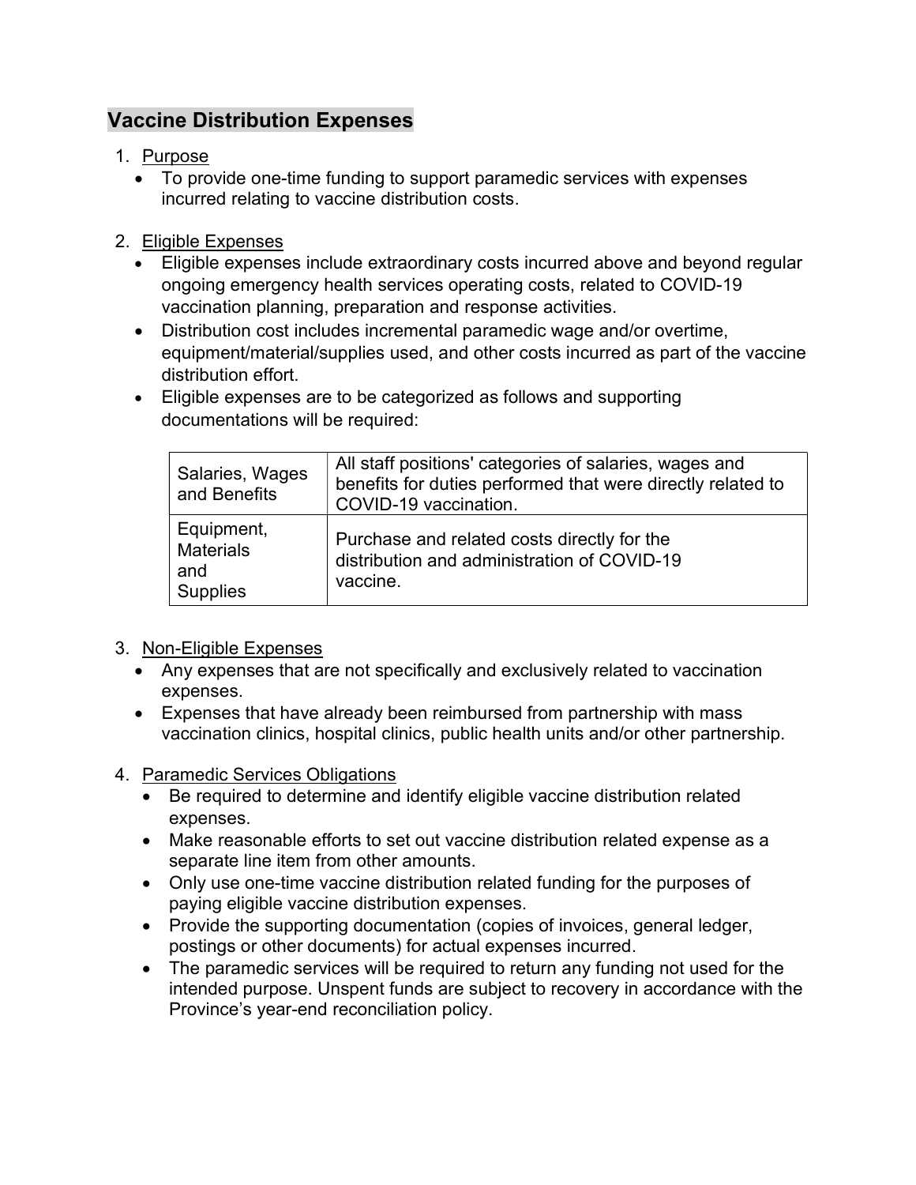## Vaccine Distribution Expenses

1. Purpose
   - To provide one-time funding to support paramedic services with expenses incurred relating to vaccine distribution costs.

2. Eligible Expenses
   - Eligible expenses include extraordinary costs incurred above and beyond regular ongoing emergency health services operating costs, related to COVID-19 vaccination planning, preparation and response activities.
   - Distribution cost includes incremental paramedic wage and/or overtime, equipment/material/supplies used, and other costs incurred as part of the vaccine distribution effort.
   - Eligible expenses are to be categorized as follows and supporting documentations will be required:

| Salaries, Wages and Benefits | All staff positions' categories of salaries, wages and benefits for duties performed that were directly related to COVID-19 vaccination. |
|---|---|
| Equipment, Materials and Supplies | Purchase and related costs directly for the distribution and administration of COVID-19 vaccine. |

3. Non-Eligible Expenses
   - Any expenses that are not specifically and exclusively related to vaccination expenses.
   - Expenses that have already been reimbursed from partnership with mass vaccination clinics, hospital clinics, public health units and/or other partnership.

4. Paramedic Services Obligations
   - Be required to determine and identify eligible vaccine distribution related expenses.
   - Make reasonable efforts to set out vaccine distribution related expense as a separate line item from other amounts.
   - Only use one-time vaccine distribution related funding for the purposes of paying eligible vaccine distribution expenses.
   - Provide the supporting documentation (copies of invoices, general ledger, postings or other documents) for actual expenses incurred.
   - The paramedic services will be required to return any funding not used for the intended purpose. Unspent funds are subject to recovery in accordance with the Province's year-end reconciliation policy.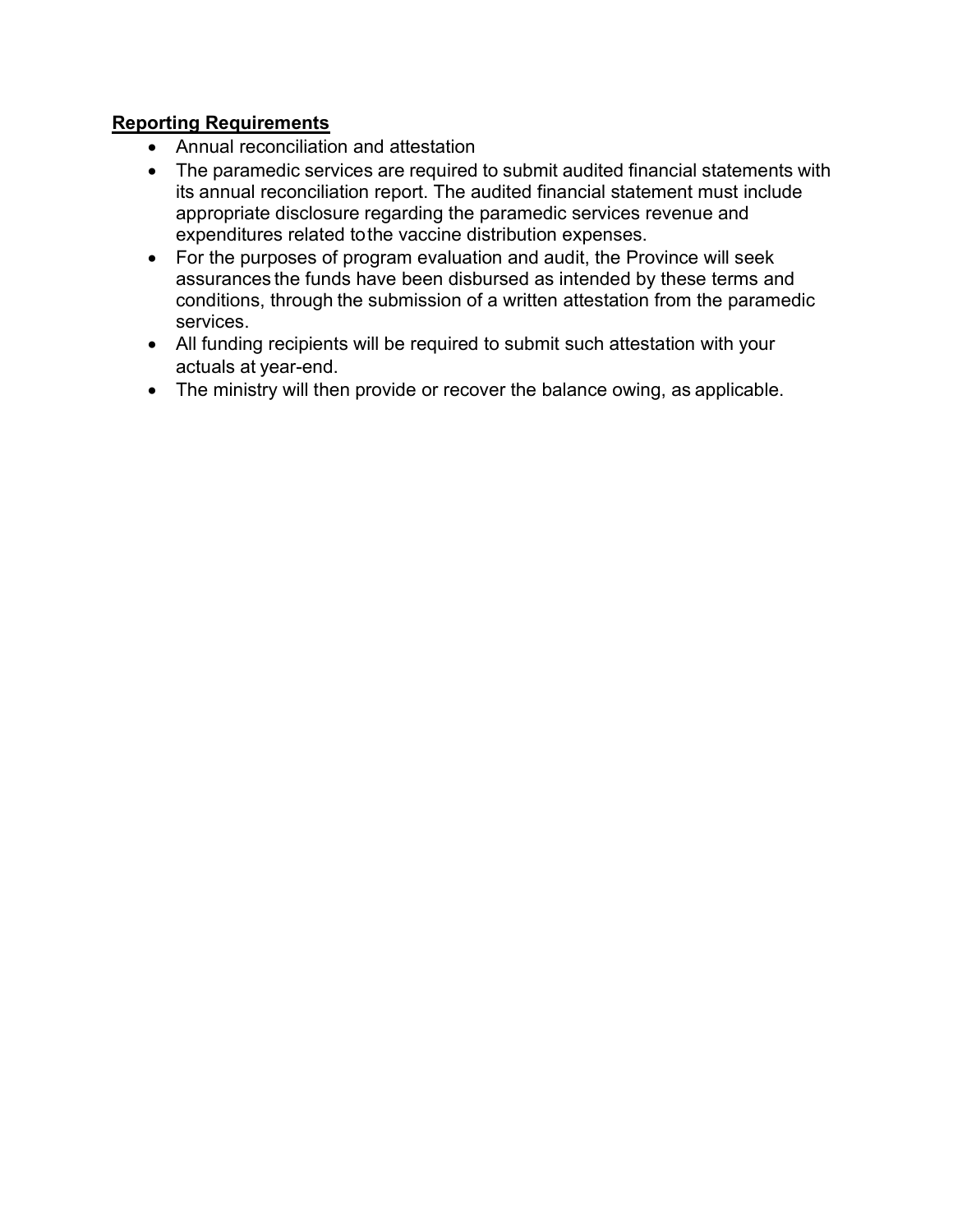**Reporting Requirements**

- Annual reconciliation and attestation
- The paramedic services are required to submit audited financial statements with its annual reconciliation report. The audited financial statement must include appropriate disclosure regarding the paramedic services revenue and expenditures related to the vaccine distribution expenses.
- For the purposes of program evaluation and audit, the Province will seek assurances the funds have been disbursed as intended by these terms and conditions, through the submission of a written attestation from the paramedic services.
- All funding recipients will be required to submit such attestation with your actuals at year-end.
- The ministry will then provide or recover the balance owing, as applicable.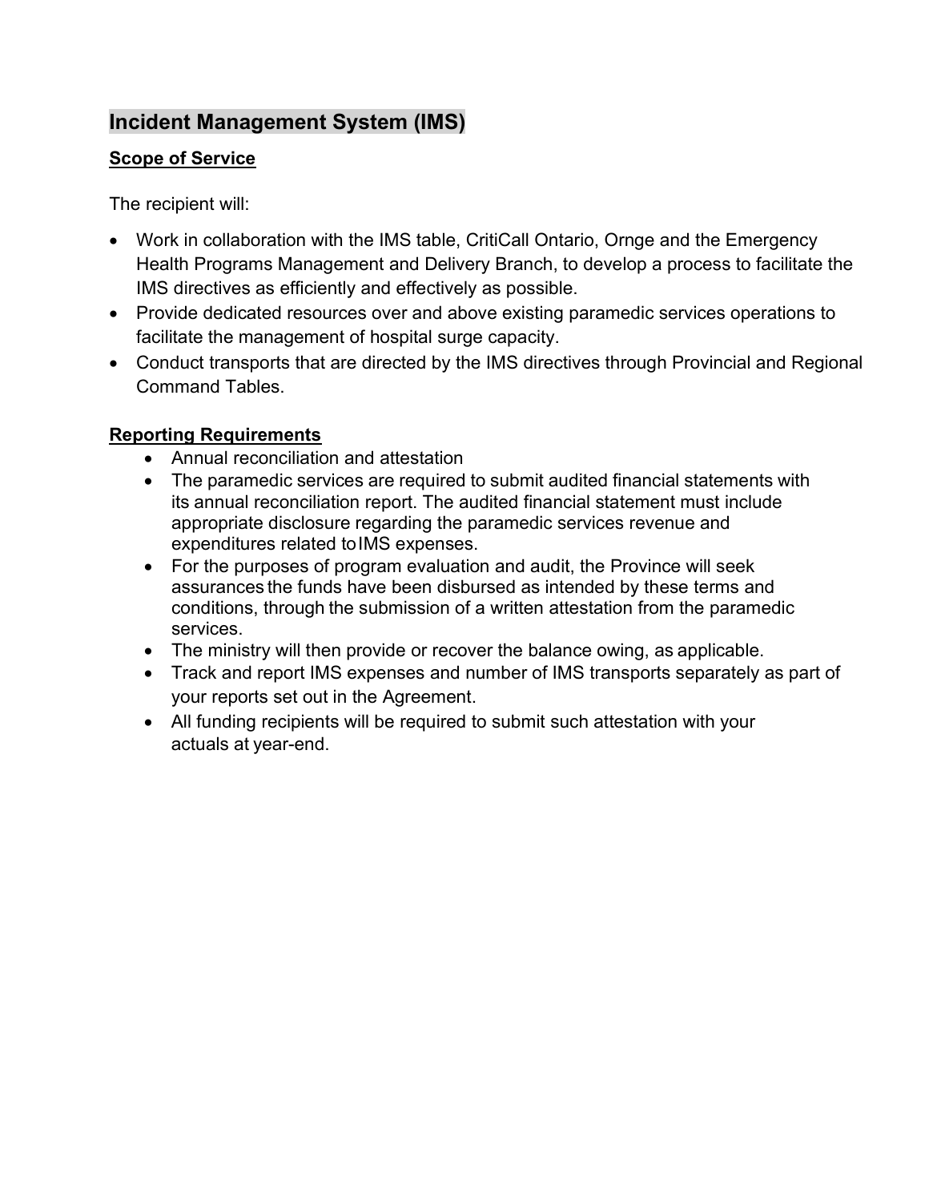## Incident Management System (IMS)

**Scope of Service**

The recipient will:

- Work in collaboration with the IMS table, CritiCall Ontario, Ornge and the Emergency Health Programs Management and Delivery Branch, to develop a process to facilitate the IMS directives as efficiently and effectively as possible.
- Provide dedicated resources over and above existing paramedic services operations to facilitate the management of hospital surge capacity.
- Conduct transports that are directed by the IMS directives through Provincial and Regional Command Tables.

**Reporting Requirements**

- Annual reconciliation and attestation
- The paramedic services are required to submit audited financial statements with its annual reconciliation report. The audited financial statement must include appropriate disclosure regarding the paramedic services revenue and expenditures related to IMS expenses.
- For the purposes of program evaluation and audit, the Province will seek assurances the funds have been disbursed as intended by these terms and conditions, through the submission of a written attestation from the paramedic services.
- The ministry will then provide or recover the balance owing, as applicable.
- Track and report IMS expenses and number of IMS transports separately as part of your reports set out in the Agreement.
- All funding recipients will be required to submit such attestation with your actuals at year-end.